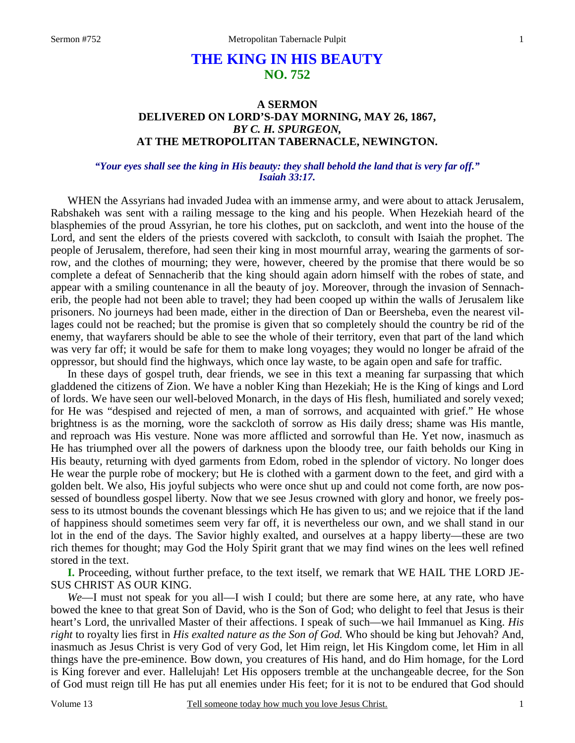# THE KING IN HIS BEAUTY
## NO. 752

### A SERMON
### DELIVERED ON LORD'S-DAY MORNING, MAY 26, 1867,
### *BY C. H. SPURGEON,*
### AT THE METROPOLITAN TABERNACLE, NEWINGTON.

***"Your eyes shall see the king in His beauty: they shall behold the land that is very far off." Isaiah 33:17.***

WHEN the Assyrians had invaded Judea with an immense army, and were about to attack Jerusalem, Rabshakeh was sent with a railing message to the king and his people. When Hezekiah heard of the blasphemies of the proud Assyrian, he tore his clothes, put on sackcloth, and went into the house of the Lord, and sent the elders of the priests covered with sackcloth, to consult with Isaiah the prophet. The people of Jerusalem, therefore, had seen their king in most mournful array, wearing the garments of sorrow, and the clothes of mourning; they were, however, cheered by the promise that there would be so complete a defeat of Sennacherib that the king should again adorn himself with the robes of state, and appear with a smiling countenance in all the beauty of joy. Moreover, through the invasion of Sennacherib, the people had not been able to travel; they had been cooped up within the walls of Jerusalem like prisoners. No journeys had been made, either in the direction of Dan or Beersheba, even the nearest villages could not be reached; but the promise is given that so completely should the country be rid of the enemy, that wayfarers should be able to see the whole of their territory, even that part of the land which was very far off; it would be safe for them to make long voyages; they would no longer be afraid of the oppressor, but should find the highways, which once lay waste, to be again open and safe for traffic.

In these days of gospel truth, dear friends, we see in this text a meaning far surpassing that which gladdened the citizens of Zion. We have a nobler King than Hezekiah; He is the King of kings and Lord of lords. We have seen our well-beloved Monarch, in the days of His flesh, humiliated and sorely vexed; for He was "despised and rejected of men, a man of sorrows, and acquainted with grief." He whose brightness is as the morning, wore the sackcloth of sorrow as His daily dress; shame was His mantle, and reproach was His vesture. None was more afflicted and sorrowful than He. Yet now, inasmuch as He has triumphed over all the powers of darkness upon the bloody tree, our faith beholds our King in His beauty, returning with dyed garments from Edom, robed in the splendor of victory. No longer does He wear the purple robe of mockery; but He is clothed with a garment down to the feet, and gird with a golden belt. We also, His joyful subjects who were once shut up and could not come forth, are now possessed of boundless gospel liberty. Now that we see Jesus crowned with glory and honor, we freely possess to its utmost bounds the covenant blessings which He has given to us; and we rejoice that if the land of happiness should sometimes seem very far off, it is nevertheless our own, and we shall stand in our lot in the end of the days. The Savior highly exalted, and ourselves at a happy liberty—these are two rich themes for thought; may God the Holy Spirit grant that we may find wines on the lees well refined stored in the text.

**I.** Proceeding, without further preface, to the text itself, we remark that WE HAIL THE LORD JESUS CHRIST AS OUR KING.

*We*—I must not speak for you all—I wish I could; but there are some here, at any rate, who have bowed the knee to that great Son of David, who is the Son of God; who delight to feel that Jesus is their heart's Lord, the unrivalled Master of their affections. I speak of such—we hail Immanuel as King. *His right* to royalty lies first in *His exalted nature as the Son of God.* Who should be king but Jehovah? And, inasmuch as Jesus Christ is very God of very God, let Him reign, let His Kingdom come, let Him in all things have the pre-eminence. Bow down, you creatures of His hand, and do Him homage, for the Lord is King forever and ever. Hallelujah! Let His opposers tremble at the unchangeable decree, for the Son of God must reign till He has put all enemies under His feet; for it is not to be endured that God should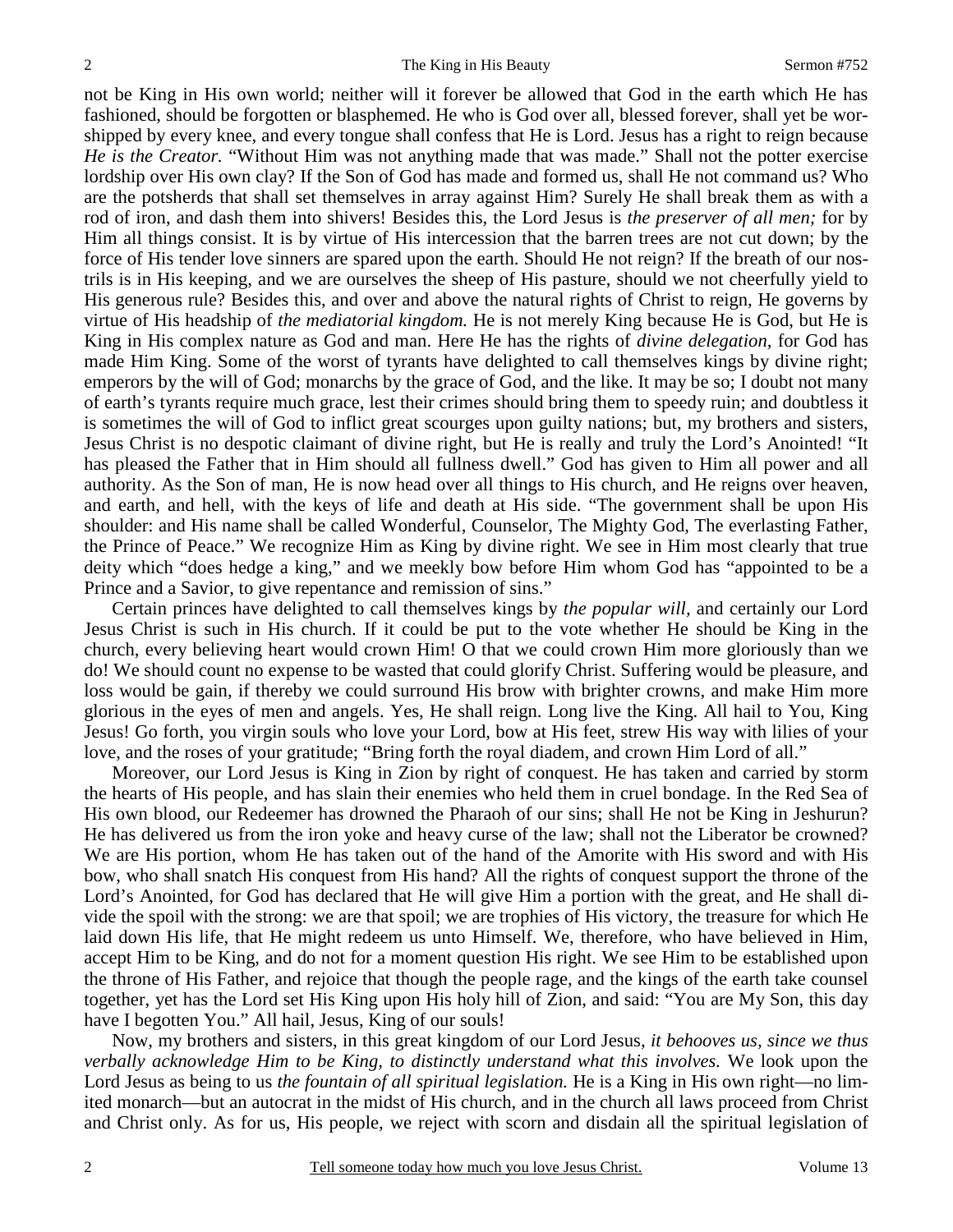not be King in His own world; neither will it forever be allowed that God in the earth which He has fashioned, should be forgotten or blasphemed. He who is God over all, blessed forever, shall yet be worshipped by every knee, and every tongue shall confess that He is Lord. Jesus has a right to reign because *He is the Creator.* "Without Him was not anything made that was made." Shall not the potter exercise lordship over His own clay? If the Son of God has made and formed us, shall He not command us? Who are the potsherds that shall set themselves in array against Him? Surely He shall break them as with a rod of iron, and dash them into shivers! Besides this, the Lord Jesus is *the preserver of all men;* for by Him all things consist. It is by virtue of His intercession that the barren trees are not cut down; by the force of His tender love sinners are spared upon the earth. Should He not reign? If the breath of our nostrils is in His keeping, and we are ourselves the sheep of His pasture, should we not cheerfully yield to His generous rule? Besides this, and over and above the natural rights of Christ to reign, He governs by virtue of His headship of *the mediatorial kingdom.* He is not merely King because He is God, but He is King in His complex nature as God and man. Here He has the rights of *divine delegation*, for God has made Him King. Some of the worst of tyrants have delighted to call themselves kings by divine right; emperors by the will of God; monarchs by the grace of God, and the like. It may be so; I doubt not many of earth's tyrants require much grace, lest their crimes should bring them to speedy ruin; and doubtless it is sometimes the will of God to inflict great scourges upon guilty nations; but, my brothers and sisters, Jesus Christ is no despotic claimant of divine right, but He is really and truly the Lord's Anointed! "It has pleased the Father that in Him should all fullness dwell." God has given to Him all power and all authority. As the Son of man, He is now head over all things to His church, and He reigns over heaven, and earth, and hell, with the keys of life and death at His side. "The government shall be upon His shoulder: and His name shall be called Wonderful, Counselor, The Mighty God, The everlasting Father, the Prince of Peace." We recognize Him as King by divine right. We see in Him most clearly that true deity which "does hedge a king," and we meekly bow before Him whom God has "appointed to be a Prince and a Savior, to give repentance and remission of sins."

Certain princes have delighted to call themselves kings by *the popular will,* and certainly our Lord Jesus Christ is such in His church. If it could be put to the vote whether He should be King in the church, every believing heart would crown Him! O that we could crown Him more gloriously than we do! We should count no expense to be wasted that could glorify Christ. Suffering would be pleasure, and loss would be gain, if thereby we could surround His brow with brighter crowns, and make Him more glorious in the eyes of men and angels. Yes, He shall reign. Long live the King. All hail to You, King Jesus! Go forth, you virgin souls who love your Lord, bow at His feet, strew His way with lilies of your love, and the roses of your gratitude; "Bring forth the royal diadem, and crown Him Lord of all."

Moreover, our Lord Jesus is King in Zion by right of conquest. He has taken and carried by storm the hearts of His people, and has slain their enemies who held them in cruel bondage. In the Red Sea of His own blood, our Redeemer has drowned the Pharaoh of our sins; shall He not be King in Jeshurun? He has delivered us from the iron yoke and heavy curse of the law; shall not the Liberator be crowned? We are His portion, whom He has taken out of the hand of the Amorite with His sword and with His bow, who shall snatch His conquest from His hand? All the rights of conquest support the throne of the Lord's Anointed, for God has declared that He will give Him a portion with the great, and He shall divide the spoil with the strong: we are that spoil; we are trophies of His victory, the treasure for which He laid down His life, that He might redeem us unto Himself. We, therefore, who have believed in Him, accept Him to be King, and do not for a moment question His right. We see Him to be established upon the throne of His Father, and rejoice that though the people rage, and the kings of the earth take counsel together, yet has the Lord set His King upon His holy hill of Zion, and said: "You are My Son, this day have I begotten You." All hail, Jesus, King of our souls!

Now, my brothers and sisters, in this great kingdom of our Lord Jesus, *it behooves us, since we thus verbally acknowledge Him to be King, to distinctly understand what this involves.* We look upon the Lord Jesus as being to us *the fountain of all spiritual legislation.* He is a King in His own right—no limited monarch—but an autocrat in the midst of His church, and in the church all laws proceed from Christ and Christ only. As for us, His people, we reject with scorn and disdain all the spiritual legislation of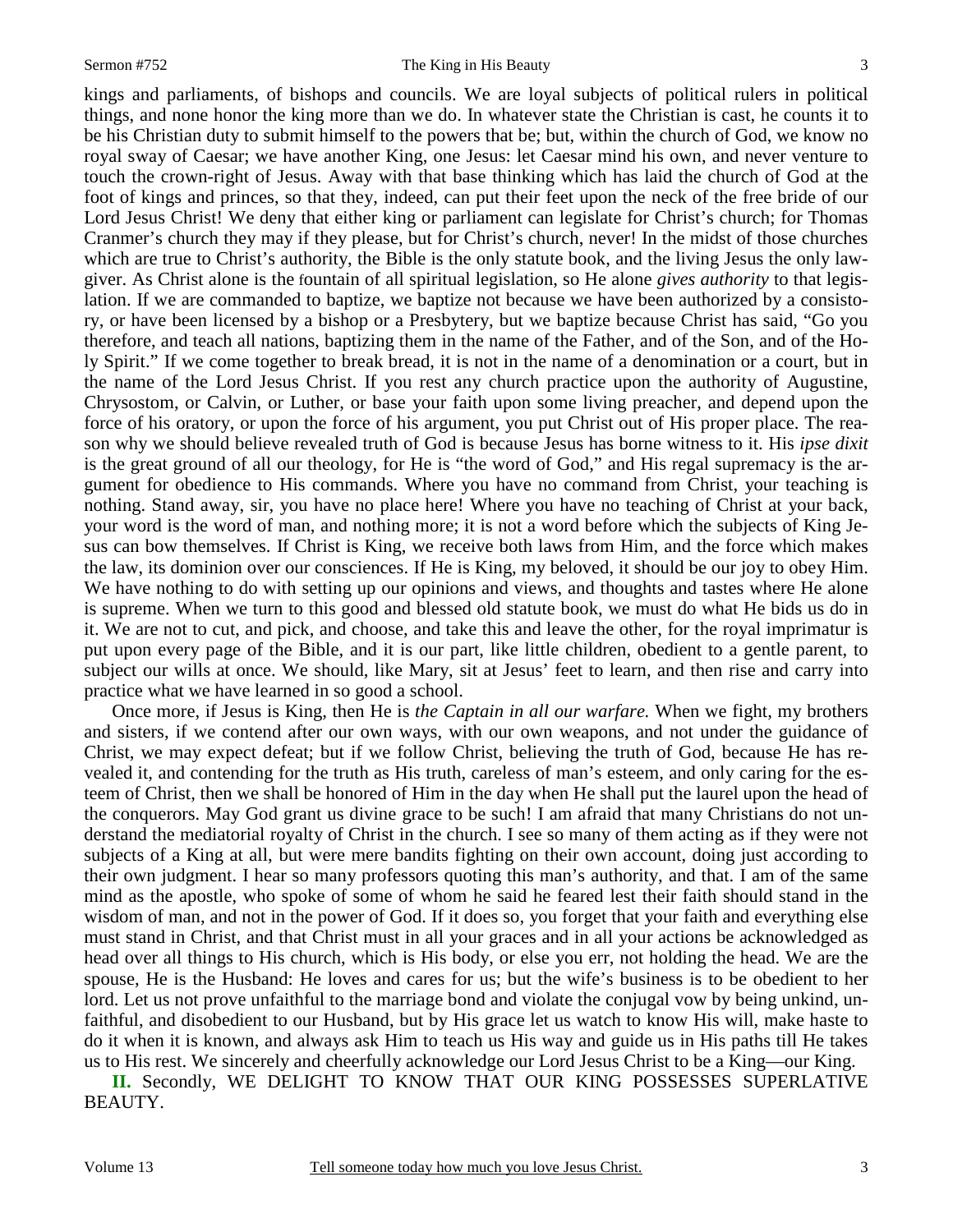kings and parliaments, of bishops and councils. We are loyal subjects of political rulers in political things, and none honor the king more than we do. In whatever state the Christian is cast, he counts it to be his Christian duty to submit himself to the powers that be; but, within the church of God, we know no royal sway of Caesar; we have another King, one Jesus: let Caesar mind his own, and never venture to touch the crown-right of Jesus. Away with that base thinking which has laid the church of God at the foot of kings and princes, so that they, indeed, can put their feet upon the neck of the free bride of our Lord Jesus Christ! We deny that either king or parliament can legislate for Christ's church; for Thomas Cranmer's church they may if they please, but for Christ's church, never! In the midst of those churches which are true to Christ's authority, the Bible is the only statute book, and the living Jesus the only lawgiver. As Christ alone is the fountain of all spiritual legislation, so He alone *gives authority* to that legislation. If we are commanded to baptize, we baptize not because we have been authorized by a consistory, or have been licensed by a bishop or a Presbytery, but we baptize because Christ has said, "Go you therefore, and teach all nations, baptizing them in the name of the Father, and of the Son, and of the Holy Spirit." If we come together to break bread, it is not in the name of a denomination or a court, but in the name of the Lord Jesus Christ. If you rest any church practice upon the authority of Augustine, Chrysostom, or Calvin, or Luther, or base your faith upon some living preacher, and depend upon the force of his oratory, or upon the force of his argument, you put Christ out of His proper place. The reason why we should believe revealed truth of God is because Jesus has borne witness to it. His *ipse dixit* is the great ground of all our theology, for He is "the word of God," and His regal supremacy is the argument for obedience to His commands. Where you have no command from Christ, your teaching is nothing. Stand away, sir, you have no place here! Where you have no teaching of Christ at your back, your word is the word of man, and nothing more; it is not a word before which the subjects of King Jesus can bow themselves. If Christ is King, we receive both laws from Him, and the force which makes the law, its dominion over our consciences. If He is King, my beloved, it should be our joy to obey Him. We have nothing to do with setting up our opinions and views, and thoughts and tastes where He alone is supreme. When we turn to this good and blessed old statute book, we must do what He bids us do in it. We are not to cut, and pick, and choose, and take this and leave the other, for the royal imprimatur is put upon every page of the Bible, and it is our part, like little children, obedient to a gentle parent, to subject our wills at once. We should, like Mary, sit at Jesus' feet to learn, and then rise and carry into practice what we have learned in so good a school.

Once more, if Jesus is King, then He is *the Captain in all our warfare.* When we fight, my brothers and sisters, if we contend after our own ways, with our own weapons, and not under the guidance of Christ, we may expect defeat; but if we follow Christ, believing the truth of God, because He has revealed it, and contending for the truth as His truth, careless of man's esteem, and only caring for the esteem of Christ, then we shall be honored of Him in the day when He shall put the laurel upon the head of the conquerors. May God grant us divine grace to be such! I am afraid that many Christians do not understand the mediatorial royalty of Christ in the church. I see so many of them acting as if they were not subjects of a King at all, but were mere bandits fighting on their own account, doing just according to their own judgment. I hear so many professors quoting this man's authority, and that. I am of the same mind as the apostle, who spoke of some of whom he said he feared lest their faith should stand in the wisdom of man, and not in the power of God. If it does so, you forget that your faith and everything else must stand in Christ, and that Christ must in all your graces and in all your actions be acknowledged as head over all things to His church, which is His body, or else you err, not holding the head. We are the spouse, He is the Husband: He loves and cares for us; but the wife's business is to be obedient to her lord. Let us not prove unfaithful to the marriage bond and violate the conjugal vow by being unkind, unfaithful, and disobedient to our Husband, but by His grace let us watch to know His will, make haste to do it when it is known, and always ask Him to teach us His way and guide us in His paths till He takes us to His rest. We sincerely and cheerfully acknowledge our Lord Jesus Christ to be a King—our King.

**II.** Secondly, WE DELIGHT TO KNOW THAT OUR KING POSSESSES SUPERLATIVE BEAUTY.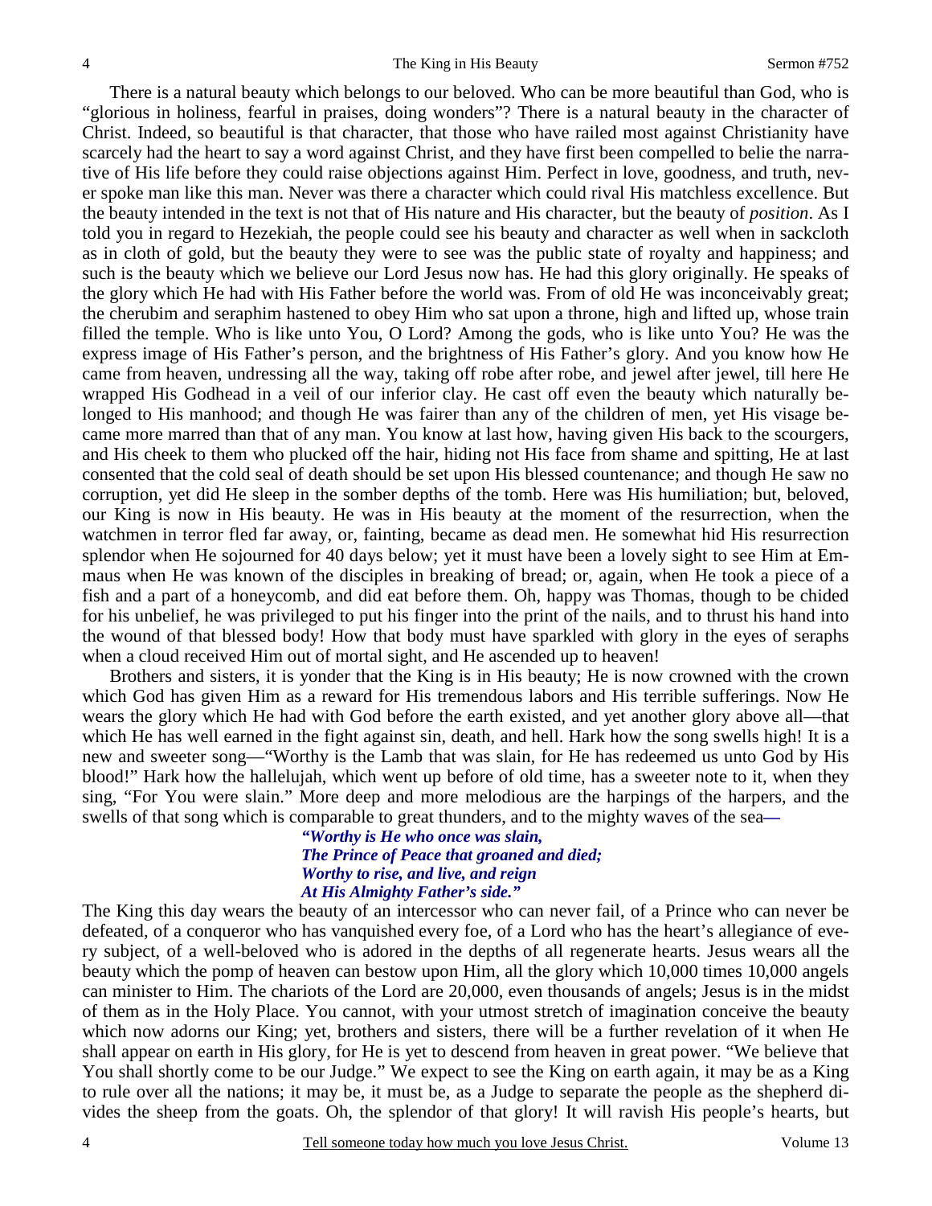There is a natural beauty which belongs to our beloved. Who can be more beautiful than God, who is "glorious in holiness, fearful in praises, doing wonders"? There is a natural beauty in the character of Christ. Indeed, so beautiful is that character, that those who have railed most against Christianity have scarcely had the heart to say a word against Christ, and they have first been compelled to belie the narrative of His life before they could raise objections against Him. Perfect in love, goodness, and truth, never spoke man like this man. Never was there a character which could rival His matchless excellence. But the beauty intended in the text is not that of His nature and His character, but the beauty of *position*. As I told you in regard to Hezekiah, the people could see his beauty and character as well when in sackcloth as in cloth of gold, but the beauty they were to see was the public state of royalty and happiness; and such is the beauty which we believe our Lord Jesus now has. He had this glory originally. He speaks of the glory which He had with His Father before the world was. From of old He was inconceivably great; the cherubim and seraphim hastened to obey Him who sat upon a throne, high and lifted up, whose train filled the temple. Who is like unto You, O Lord? Among the gods, who is like unto You? He was the express image of His Father's person, and the brightness of His Father's glory. And you know how He came from heaven, undressing all the way, taking off robe after robe, and jewel after jewel, till here He wrapped His Godhead in a veil of our inferior clay. He cast off even the beauty which naturally belonged to His manhood; and though He was fairer than any of the children of men, yet His visage became more marred than that of any man. You know at last how, having given His back to the scourgers, and His cheek to them who plucked off the hair, hiding not His face from shame and spitting, He at last consented that the cold seal of death should be set upon His blessed countenance; and though He saw no corruption, yet did He sleep in the somber depths of the tomb. Here was His humiliation; but, beloved, our King is now in His beauty. He was in His beauty at the moment of the resurrection, when the watchmen in terror fled far away, or, fainting, became as dead men. He somewhat hid His resurrection splendor when He sojourned for 40 days below; yet it must have been a lovely sight to see Him at Emmaus when He was known of the disciples in breaking of bread; or, again, when He took a piece of a fish and a part of a honeycomb, and did eat before them. Oh, happy was Thomas, though to be chided for his unbelief, he was privileged to put his finger into the print of the nails, and to thrust his hand into the wound of that blessed body! How that body must have sparkled with glory in the eyes of seraphs when a cloud received Him out of mortal sight, and He ascended up to heaven!

Brothers and sisters, it is yonder that the King is in His beauty; He is now crowned with the crown which God has given Him as a reward for His tremendous labors and His terrible sufferings. Now He wears the glory which He had with God before the earth existed, and yet another glory above all—that which He has well earned in the fight against sin, death, and hell. Hark how the song swells high! It is a new and sweeter song—"Worthy is the Lamb that was slain, for He has redeemed us unto God by His blood!" Hark how the hallelujah, which went up before of old time, has a sweeter note to it, when they sing, "For You were slain." More deep and more melodious are the harpings of the harpers, and the swells of that song which is comparable to great thunders, and to the mighty waves of the sea**—**

> ***"Worthy is He who once was slain,***
> ***The Prince of Peace that groaned and died;***
> ***Worthy to rise, and live, and reign***
> ***At His Almighty Father's side."***

The King this day wears the beauty of an intercessor who can never fail, of a Prince who can never be defeated, of a conqueror who has vanquished every foe, of a Lord who has the heart's allegiance of every subject, of a well-beloved who is adored in the depths of all regenerate hearts. Jesus wears all the beauty which the pomp of heaven can bestow upon Him, all the glory which 10,000 times 10,000 angels can minister to Him. The chariots of the Lord are 20,000, even thousands of angels; Jesus is in the midst of them as in the Holy Place. You cannot, with your utmost stretch of imagination conceive the beauty which now adorns our King; yet, brothers and sisters, there will be a further revelation of it when He shall appear on earth in His glory, for He is yet to descend from heaven in great power. "We believe that You shall shortly come to be our Judge." We expect to see the King on earth again, it may be as a King to rule over all the nations; it may be, it must be, as a Judge to separate the people as the shepherd divides the sheep from the goats. Oh, the splendor of that glory! It will ravish His people's hearts, but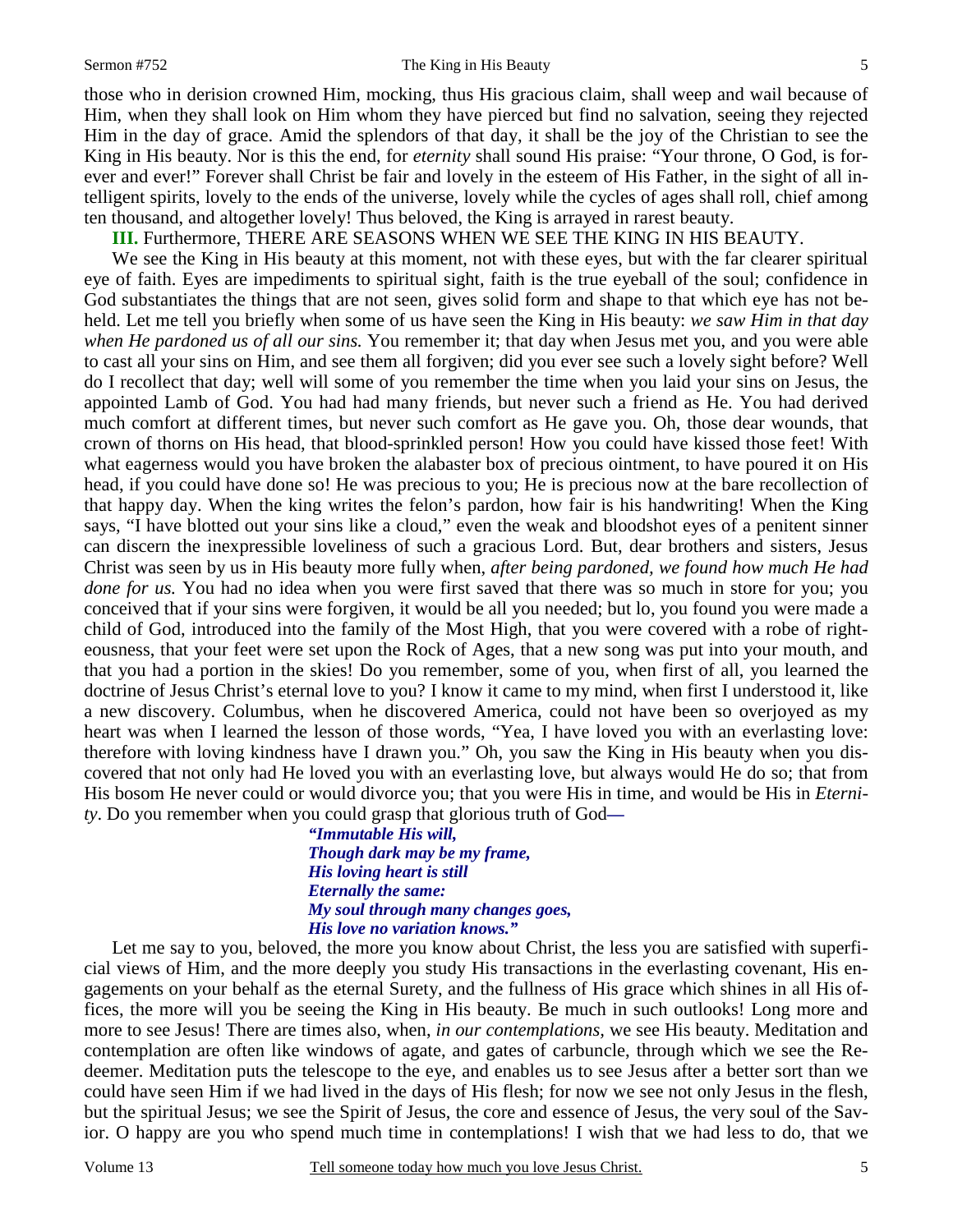those who in derision crowned Him, mocking, thus His gracious claim, shall weep and wail because of Him, when they shall look on Him whom they have pierced but find no salvation, seeing they rejected Him in the day of grace. Amid the splendors of that day, it shall be the joy of the Christian to see the King in His beauty. Nor is this the end, for *eternity* shall sound His praise: "Your throne, O God, is forever and ever!" Forever shall Christ be fair and lovely in the esteem of His Father, in the sight of all intelligent spirits, lovely to the ends of the universe, lovely while the cycles of ages shall roll, chief among ten thousand, and altogether lovely! Thus beloved, the King is arrayed in rarest beauty.

**III.** Furthermore, THERE ARE SEASONS WHEN WE SEE THE KING IN HIS BEAUTY.

We see the King in His beauty at this moment, not with these eyes, but with the far clearer spiritual eye of faith. Eyes are impediments to spiritual sight, faith is the true eyeball of the soul; confidence in God substantiates the things that are not seen, gives solid form and shape to that which eye has not beheld. Let me tell you briefly when some of us have seen the King in His beauty: *we saw Him in that day when He pardoned us of all our sins.* You remember it; that day when Jesus met you, and you were able to cast all your sins on Him, and see them all forgiven; did you ever see such a lovely sight before? Well do I recollect that day; well will some of you remember the time when you laid your sins on Jesus, the appointed Lamb of God. You had had many friends, but never such a friend as He. You had derived much comfort at different times, but never such comfort as He gave you. Oh, those dear wounds, that crown of thorns on His head, that blood-sprinkled person! How you could have kissed those feet! With what eagerness would you have broken the alabaster box of precious ointment, to have poured it on His head, if you could have done so! He was precious to you; He is precious now at the bare recollection of that happy day. When the king writes the felon's pardon, how fair is his handwriting! When the King says, "I have blotted out your sins like a cloud," even the weak and bloodshot eyes of a penitent sinner can discern the inexpressible loveliness of such a gracious Lord. But, dear brothers and sisters, Jesus Christ was seen by us in His beauty more fully when, *after being pardoned, we found how much He had done for us.* You had no idea when you were first saved that there was so much in store for you; you conceived that if your sins were forgiven, it would be all you needed; but lo, you found you were made a child of God, introduced into the family of the Most High, that you were covered with a robe of righteousness, that your feet were set upon the Rock of Ages, that a new song was put into your mouth, and that you had a portion in the skies! Do you remember, some of you, when first of all, you learned the doctrine of Jesus Christ's eternal love to you? I know it came to my mind, when first I understood it, like a new discovery. Columbus, when he discovered America, could not have been so overjoyed as my heart was when I learned the lesson of those words, "Yea, I have loved you with an everlasting love: therefore with loving kindness have I drawn you." Oh, you saw the King in His beauty when you discovered that not only had He loved you with an everlasting love, but always would He do so; that from His bosom He never could or would divorce you; that you were His in time, and would be His in *Eternity*. Do you remember when you could grasp that glorious truth of God—

> ***"Immutable His will,***
> ***Though dark may be my frame,***
> ***His loving heart is still***
> ***Eternally the same:***
> ***My soul through many changes goes,***
> ***His love no variation knows."***

Let me say to you, beloved, the more you know about Christ, the less you are satisfied with superficial views of Him, and the more deeply you study His transactions in the everlasting covenant, His engagements on your behalf as the eternal Surety, and the fullness of His grace which shines in all His offices, the more will you be seeing the King in His beauty. Be much in such outlooks! Long more and more to see Jesus! There are times also, when, *in our contemplations*, we see His beauty. Meditation and contemplation are often like windows of agate, and gates of carbuncle, through which we see the Redeemer. Meditation puts the telescope to the eye, and enables us to see Jesus after a better sort than we could have seen Him if we had lived in the days of His flesh; for now we see not only Jesus in the flesh, but the spiritual Jesus; we see the Spirit of Jesus, the core and essence of Jesus, the very soul of the Savior. O happy are you who spend much time in contemplations! I wish that we had less to do, that we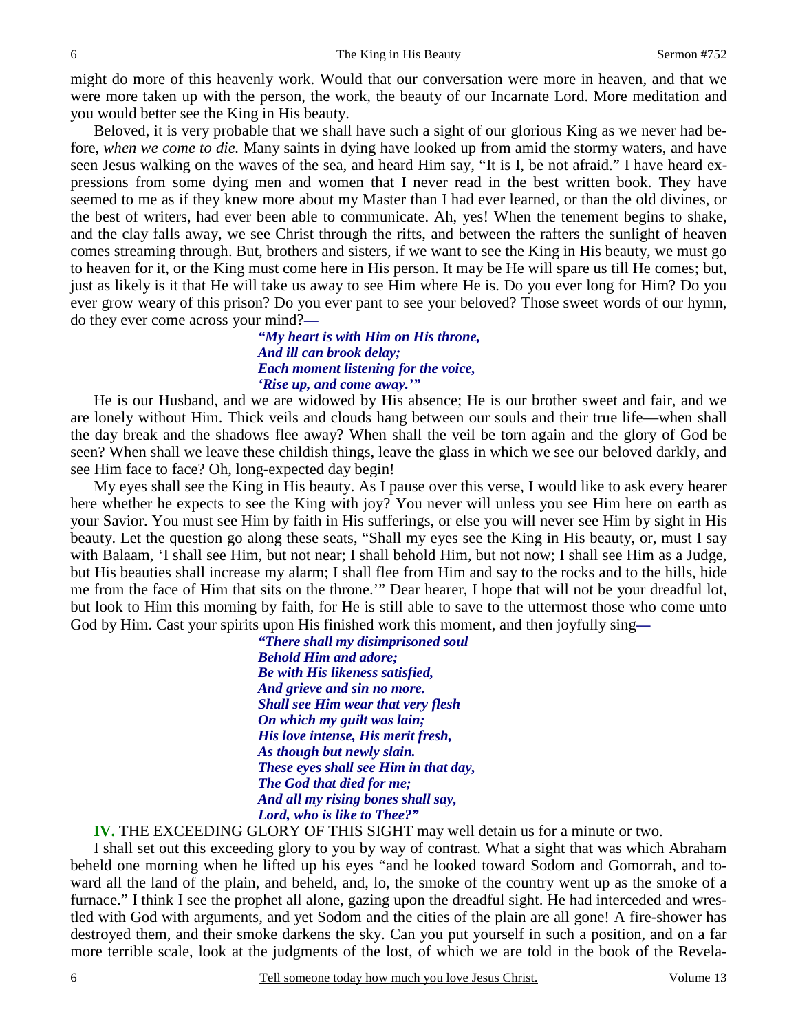might do more of this heavenly work. Would that our conversation were more in heaven, and that we were more taken up with the person, the work, the beauty of our Incarnate Lord. More meditation and you would better see the King in His beauty.

Beloved, it is very probable that we shall have such a sight of our glorious King as we never had before, *when we come to die.* Many saints in dying have looked up from amid the stormy waters, and have seen Jesus walking on the waves of the sea, and heard Him say, "It is I, be not afraid." I have heard expressions from some dying men and women that I never read in the best written book. They have seemed to me as if they knew more about my Master than I had ever learned, or than the old divines, or the best of writers, had ever been able to communicate. Ah, yes! When the tenement begins to shake, and the clay falls away, we see Christ through the rifts, and between the rafters the sunlight of heaven comes streaming through. But, brothers and sisters, if we want to see the King in His beauty, we must go to heaven for it, or the King must come here in His person. It may be He will spare us till He comes; but, just as likely is it that He will take us away to see Him where He is. Do you ever long for Him? Do you ever grow weary of this prison? Do you ever pant to see your beloved? Those sweet words of our hymn, do they ever come across your mind?—

> ***"My heart is with Him on His throne,***
> ***And ill can brook delay;***
> ***Each moment listening for the voice,***
> ***'Rise up, and come away.'"***

He is our Husband, and we are widowed by His absence; He is our brother sweet and fair, and we are lonely without Him. Thick veils and clouds hang between our souls and their true life—when shall the day break and the shadows flee away? When shall the veil be torn again and the glory of God be seen? When shall we leave these childish things, leave the glass in which we see our beloved darkly, and see Him face to face? Oh, long-expected day begin!

My eyes shall see the King in His beauty. As I pause over this verse, I would like to ask every hearer here whether he expects to see the King with joy? You never will unless you see Him here on earth as your Savior. You must see Him by faith in His sufferings, or else you will never see Him by sight in His beauty. Let the question go along these seats, "Shall my eyes see the King in His beauty, or, must I say with Balaam, 'I shall see Him, but not near; I shall behold Him, but not now; I shall see Him as a Judge, but His beauties shall increase my alarm; I shall flee from Him and say to the rocks and to the hills, hide me from the face of Him that sits on the throne.'" Dear hearer, I hope that will not be your dreadful lot, but look to Him this morning by faith, for He is still able to save to the uttermost those who come unto God by Him. Cast your spirits upon His finished work this moment, and then joyfully sing—

> ***"There shall my disimprisoned soul***
> ***Behold Him and adore;***
> ***Be with His likeness satisfied,***
> ***And grieve and sin no more.***
> ***Shall see Him wear that very flesh***
> ***On which my guilt was lain;***
> ***His love intense, His merit fresh,***
> ***As though but newly slain.***
> ***These eyes shall see Him in that day,***
> ***The God that died for me;***
> ***And all my rising bones shall say,***
> ***Lord, who is like to Thee?"***

**IV.** THE EXCEEDING GLORY OF THIS SIGHT may well detain us for a minute or two.

I shall set out this exceeding glory to you by way of contrast. What a sight that was which Abraham beheld one morning when he lifted up his eyes "and he looked toward Sodom and Gomorrah, and toward all the land of the plain, and beheld, and, lo, the smoke of the country went up as the smoke of a furnace." I think I see the prophet all alone, gazing upon the dreadful sight. He had interceded and wrestled with God with arguments, and yet Sodom and the cities of the plain are all gone! A fire-shower has destroyed them, and their smoke darkens the sky. Can you put yourself in such a position, and on a far more terrible scale, look at the judgments of the lost, of which we are told in the book of the Revela-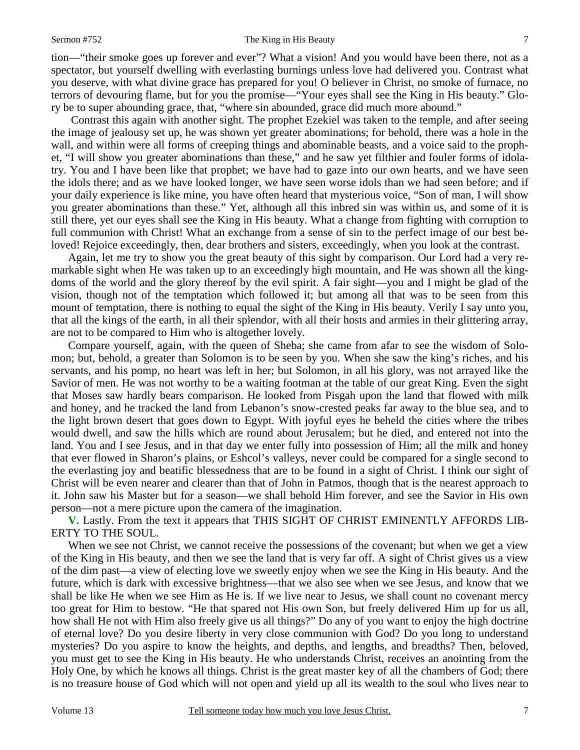tion—"their smoke goes up forever and ever"? What a vision! And you would have been there, not as a spectator, but yourself dwelling with everlasting burnings unless love had delivered you. Contrast what you deserve, with what divine grace has prepared for you! O believer in Christ, no smoke of furnace, no terrors of devouring flame, but for you the promise—"Your eyes shall see the King in His beauty." Glory be to super abounding grace, that, "where sin abounded, grace did much more abound."

Contrast this again with another sight. The prophet Ezekiel was taken to the temple, and after seeing the image of jealousy set up, he was shown yet greater abominations; for behold, there was a hole in the wall, and within were all forms of creeping things and abominable beasts, and a voice said to the prophet, "I will show you greater abominations than these," and he saw yet filthier and fouler forms of idolatry. You and I have been like that prophet; we have had to gaze into our own hearts, and we have seen the idols there; and as we have looked longer, we have seen worse idols than we had seen before; and if your daily experience is like mine, you have often heard that mysterious voice, "Son of man, I will show you greater abominations than these." Yet, although all this inbred sin was within us, and some of it is still there, yet our eyes shall see the King in His beauty. What a change from fighting with corruption to full communion with Christ! What an exchange from a sense of sin to the perfect image of our best beloved! Rejoice exceedingly, then, dear brothers and sisters, exceedingly, when you look at the contrast.

Again, let me try to show you the great beauty of this sight by comparison. Our Lord had a very remarkable sight when He was taken up to an exceedingly high mountain, and He was shown all the kingdoms of the world and the glory thereof by the evil spirit. A fair sight—you and I might be glad of the vision, though not of the temptation which followed it; but among all that was to be seen from this mount of temptation, there is nothing to equal the sight of the King in His beauty. Verily I say unto you, that all the kings of the earth, in all their splendor, with all their hosts and armies in their glittering array, are not to be compared to Him who is altogether lovely.

Compare yourself, again, with the queen of Sheba; she came from afar to see the wisdom of Solomon; but, behold, a greater than Solomon is to be seen by you. When she saw the king's riches, and his servants, and his pomp, no heart was left in her; but Solomon, in all his glory, was not arrayed like the Savior of men. He was not worthy to be a waiting footman at the table of our great King. Even the sight that Moses saw hardly bears comparison. He looked from Pisgah upon the land that flowed with milk and honey, and he tracked the land from Lebanon's snow-crested peaks far away to the blue sea, and to the light brown desert that goes down to Egypt. With joyful eyes he beheld the cities where the tribes would dwell, and saw the hills which are round about Jerusalem; but he died, and entered not into the land. You and I see Jesus, and in that day we enter fully into possession of Him; all the milk and honey that ever flowed in Sharon's plains, or Eshcol's valleys, never could be compared for a single second to the everlasting joy and beatific blessedness that are to be found in a sight of Christ. I think our sight of Christ will be even nearer and clearer than that of John in Patmos, though that is the nearest approach to it. John saw his Master but for a season—we shall behold Him forever, and see the Savior in His own person—not a mere picture upon the camera of the imagination.

**V.** Lastly. From the text it appears that THIS SIGHT OF CHRIST EMINENTLY AFFORDS LIBERTY TO THE SOUL.

When we see not Christ, we cannot receive the possessions of the covenant; but when we get a view of the King in His beauty, and then we see the land that is very far off. A sight of Christ gives us a view of the dim past—a view of electing love we sweetly enjoy when we see the King in His beauty. And the future, which is dark with excessive brightness—that we also see when we see Jesus, and know that we shall be like He when we see Him as He is. If we live near to Jesus, we shall count no covenant mercy too great for Him to bestow. "He that spared not His own Son, but freely delivered Him up for us all, how shall He not with Him also freely give us all things?" Do any of you want to enjoy the high doctrine of eternal love? Do you desire liberty in very close communion with God? Do you long to understand mysteries? Do you aspire to know the heights, and depths, and lengths, and breadths? Then, beloved, you must get to see the King in His beauty. He who understands Christ, receives an anointing from the Holy One, by which he knows all things. Christ is the great master key of all the chambers of God; there is no treasure house of God which will not open and yield up all its wealth to the soul who lives near to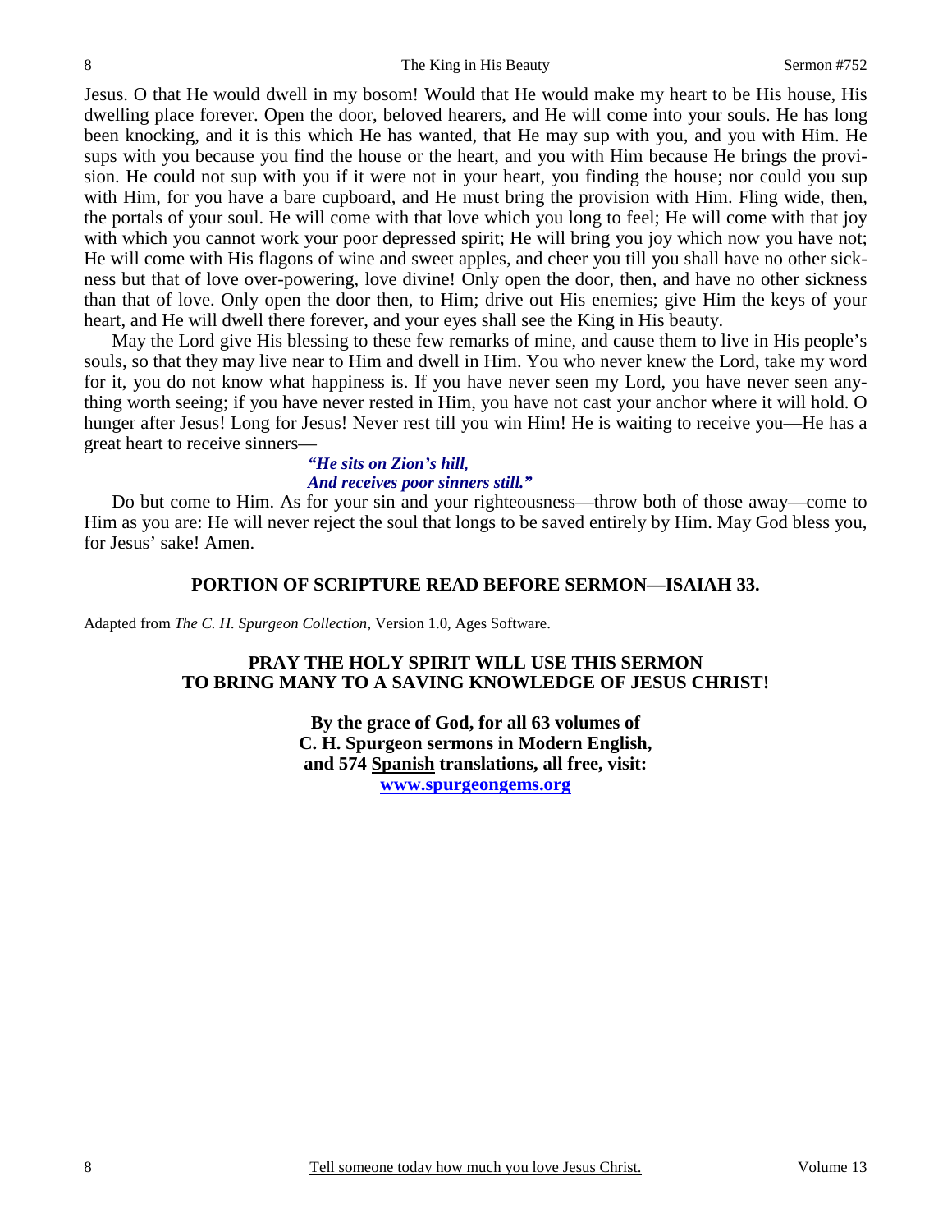Jesus. O that He would dwell in my bosom! Would that He would make my heart to be His house, His dwelling place forever. Open the door, beloved hearers, and He will come into your souls. He has long been knocking, and it is this which He has wanted, that He may sup with you, and you with Him. He sups with you because you find the house or the heart, and you with Him because He brings the provision. He could not sup with you if it were not in your heart, you finding the house; nor could you sup with Him, for you have a bare cupboard, and He must bring the provision with Him. Fling wide, then, the portals of your soul. He will come with that love which you long to feel; He will come with that joy with which you cannot work your poor depressed spirit; He will bring you joy which now you have not; He will come with His flagons of wine and sweet apples, and cheer you till you shall have no other sickness but that of love over-powering, love divine! Only open the door, then, and have no other sickness than that of love. Only open the door then, to Him; drive out His enemies; give Him the keys of your heart, and He will dwell there forever, and your eyes shall see the King in His beauty.

May the Lord give His blessing to these few remarks of mine, and cause them to live in His people's souls, so that they may live near to Him and dwell in Him. You who never knew the Lord, take my word for it, you do not know what happiness is. If you have never seen my Lord, you have never seen anything worth seeing; if you have never rested in Him, you have not cast your anchor where it will hold. O hunger after Jesus! Long for Jesus! Never rest till you win Him! He is waiting to receive you—He has a great heart to receive sinners—

*"He sits on Zion's hill,*
*And receives poor sinners still."*

Do but come to Him. As for your sin and your righteousness—throw both of those away—come to Him as you are: He will never reject the soul that longs to be saved entirely by Him. May God bless you, for Jesus' sake! Amen.

**PORTION OF SCRIPTURE READ BEFORE SERMON—ISAIAH 33.**

Adapted from *The C. H. Spurgeon Collection*, Version 1.0, Ages Software.

**PRAY THE HOLY SPIRIT WILL USE THIS SERMON TO BRING MANY TO A SAVING KNOWLEDGE OF JESUS CHRIST!**

**By the grace of God, for all 63 volumes of C. H. Spurgeon sermons in Modern English, and 574 Spanish translations, all free, visit: www.spurgeongems.org**